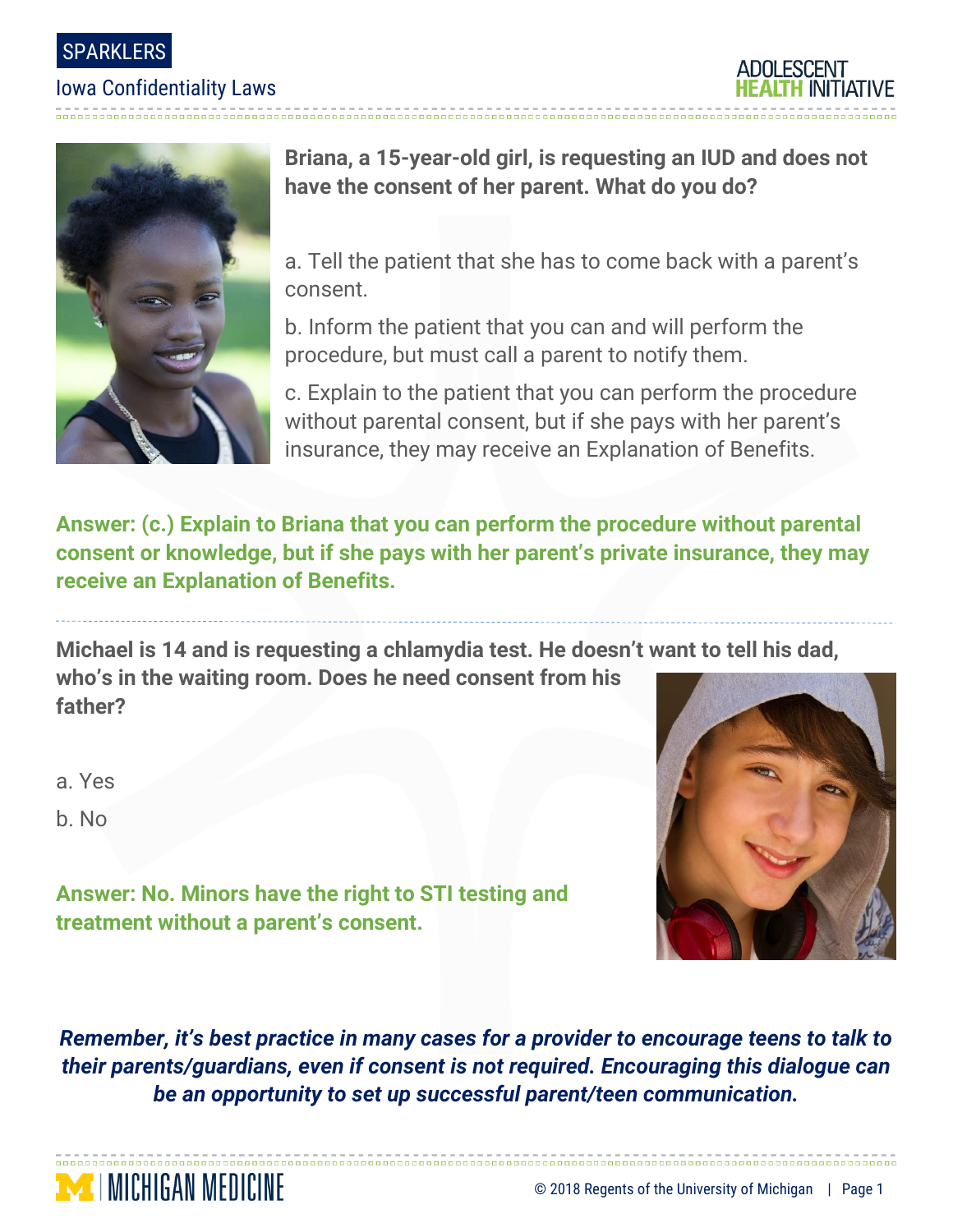SPARKLERS

Iowa Confidentiality Laws

**Briana, a 15-year-old girl, is requesting an IUD and does not have the consent of her parent. What do you do?**

a. Tell the patient that she has to come back with a parent's consent.

b. Inform the patient that you can and will perform the procedure, but must call a parent to notify them.

c. Explain to the patient that you can perform the procedure without parental consent, but if she pays with her parent's insurance, they may receive an Explanation of Benefits.

**Answer: (c.) Explain to Briana that you can perform the procedure without parental consent or knowledge, but if she pays with her parent's private insurance, they may receive an Explanation of Benefits.**

---

**Michael is 14 and is requesting a chlamydia test. He doesn't want to tell his dad, who's in the waiting room. Does he need consent from his father?**

a. Yes

b. No

**Answer: No. Minors have the right to STI testing and treatment without a parent's consent.**

***Remember, it's best practice in many cases for a provider to encourage teens to talk to their parents/guardians, even if consent is not required. Encouraging this dialogue can be an opportunity to set up successful parent/teen communication.***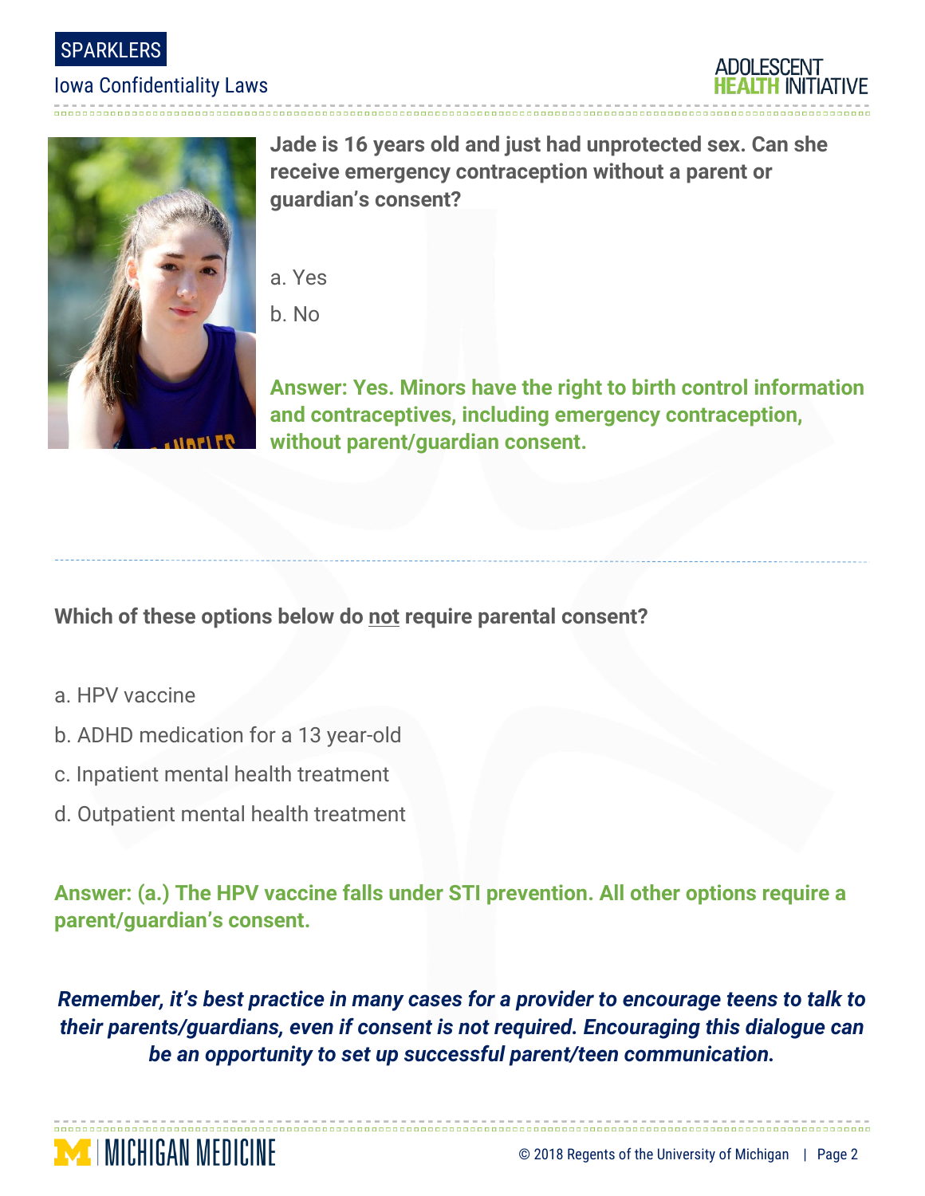**Jade is 16 years old and just had unprotected sex. Can she receive emergency contraception without a parent or guardian's consent?**

a. Yes

b. No

**Answer: Yes. Minors have the right to birth control information and contraceptives, including emergency contraception, without parent/guardian consent.**

---

**Which of these options below do <u>not</u> require parental consent?**

a. HPV vaccine

b. ADHD medication for a 13 year-old

c. Inpatient mental health treatment

d. Outpatient mental health treatment

**Answer: (a.) The HPV vaccine falls under STI prevention. All other options require a parent/guardian's consent.**

***Remember, it's best practice in many cases for a provider to encourage teens to talk to their parents/guardians, even if consent is not required. Encouraging this dialogue can be an opportunity to set up successful parent/teen communication.***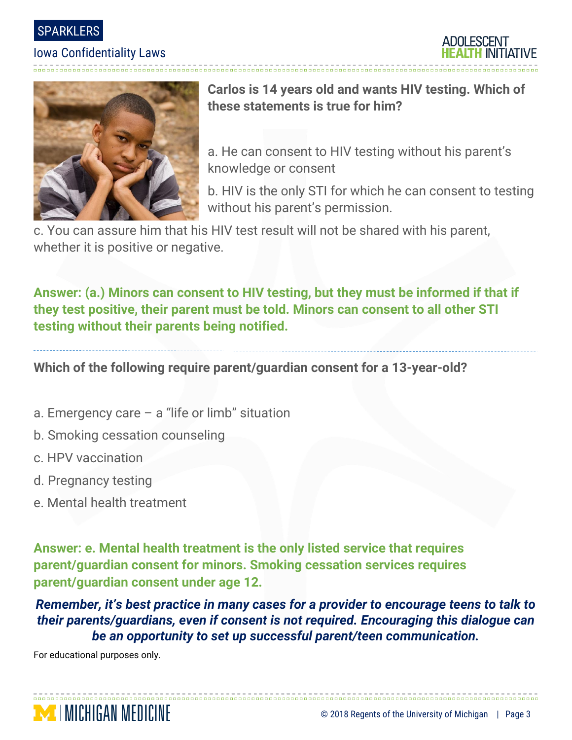**Carlos is 14 years old and wants HIV testing. Which of these statements is true for him?**

a. He can consent to HIV testing without his parent's knowledge or consent

b. HIV is the only STI for which he can consent to testing without his parent's permission.

c. You can assure him that his HIV test result will not be shared with his parent, whether it is positive or negative.

**Answer: (a.) Minors can consent to HIV testing, but they must be informed if that if they test positive, their parent must be told. Minors can consent to all other STI testing without their parents being notified.**

---

**Which of the following require parent/guardian consent for a 13-year-old?**

a. Emergency care – a "life or limb" situation

b. Smoking cessation counseling

c. HPV vaccination

d. Pregnancy testing

e. Mental health treatment

**Answer: e. Mental health treatment is the only listed service that requires parent/guardian consent for minors. Smoking cessation services requires parent/guardian consent under age 12.**

***Remember, it's best practice in many cases for a provider to encourage teens to talk to their parents/guardians, even if consent is not required. Encouraging this dialogue can be an opportunity to set up successful parent/teen communication.***

For educational purposes only.